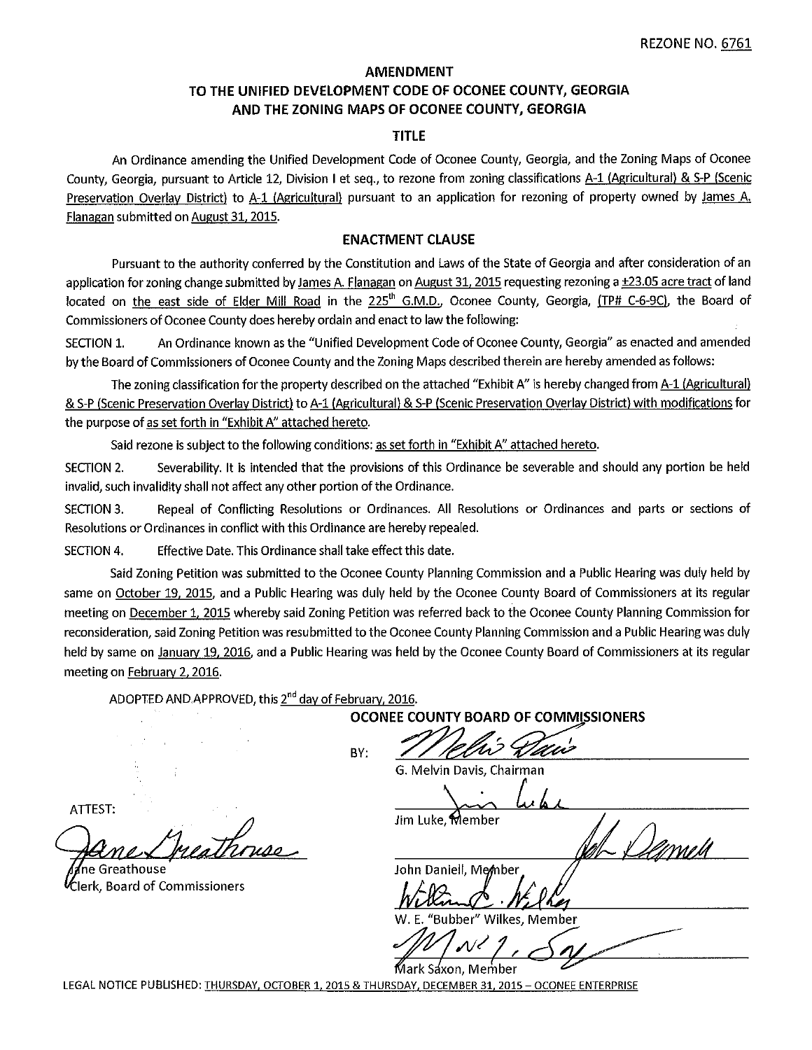REZONE NO. 6761

## AMENDMENT
## TO THE UNIFIED DEVELOPMENT CODE OF OCONEE COUNTY, GEORGIA AND THE ZONING MAPS OF OCONEE COUNTY, GEORGIA

### TITLE

An Ordinance amending the Unified Development Code of Oconee County, Georgia, and the Zoning Maps of Oconee County, Georgia, pursuant to Article 12, Division I et seq., to rezone from zoning classifications A-1 (Agricultural) & S-P (Scenic Preservation Overlay District) to A-1 (Agricultural) pursuant to an application for rezoning of property owned by James A. Flanagan submitted on August 31, 2015.

### ENACTMENT CLAUSE

Pursuant to the authority conferred by the Constitution and Laws of the State of Georgia and after consideration of an application for zoning change submitted by James A. Flanagan on August 31, 2015 requesting rezoning a ±23.05 acre tract of land located on the east side of Elder Mill Road in the 225th G.M.D., Oconee County, Georgia, (TP# C-6-9C), the Board of Commissioners of Oconee County does hereby ordain and enact to law the following:

SECTION 1. An Ordinance known as the "Unified Development Code of Oconee County, Georgia" as enacted and amended by the Board of Commissioners of Oconee County and the Zoning Maps described therein are hereby amended as follows:

The zoning classification for the property described on the attached "Exhibit A" is hereby changed from A-1 (Agricultural) & S-P (Scenic Preservation Overlay District) to A-1 (Agricultural) & S-P (Scenic Preservation Overlay District) with modifications for the purpose of as set forth in "Exhibit A" attached hereto.

Said rezone is subject to the following conditions: as set forth in "Exhibit A" attached hereto.

SECTION 2. Severability. It is intended that the provisions of this Ordinance be severable and should any portion be held invalid, such invalidity shall not affect any other portion of the Ordinance.

SECTION 3. Repeal of Conflicting Resolutions or Ordinances. All Resolutions or Ordinances and parts or sections of Resolutions or Ordinances in conflict with this Ordinance are hereby repealed.

SECTION 4. Effective Date. This Ordinance shall take effect this date.

Said Zoning Petition was submitted to the Oconee County Planning Commission and a Public Hearing was duly held by same on October 19, 2015, and a Public Hearing was duly held by the Oconee County Board of Commissioners at its regular meeting on December 1, 2015 whereby said Zoning Petition was referred back to the Oconee County Planning Commission for reconsideration, said Zoning Petition was resubmitted to the Oconee County Planning Commission and a Public Hearing was duly held by same on January 19, 2016, and a Public Hearing was held by the Oconee County Board of Commissioners at its regular meeting on February 2, 2016.

ADOPTED AND APPROVED, this 2nd day of February, 2016.

**OCONEE COUNTY BOARD OF COMMISSIONERS**

BY: *[signature]*
G. Melvin Davis, Chairman

*[signature]*
Jim Luke, Member

*[signature]*
John Daniell, Member

*[signature]*
W. E. "Bubber" Wilkes, Member

*[signature]*
Mark Saxon, Member

ATTEST:

*[signature]*
Jane Greathouse
Clerk, Board of Commissioners

LEGAL NOTICE PUBLISHED: THURSDAY, OCTOBER 1, 2015 & THURSDAY, DECEMBER 31, 2015 – OCONEE ENTERPRISE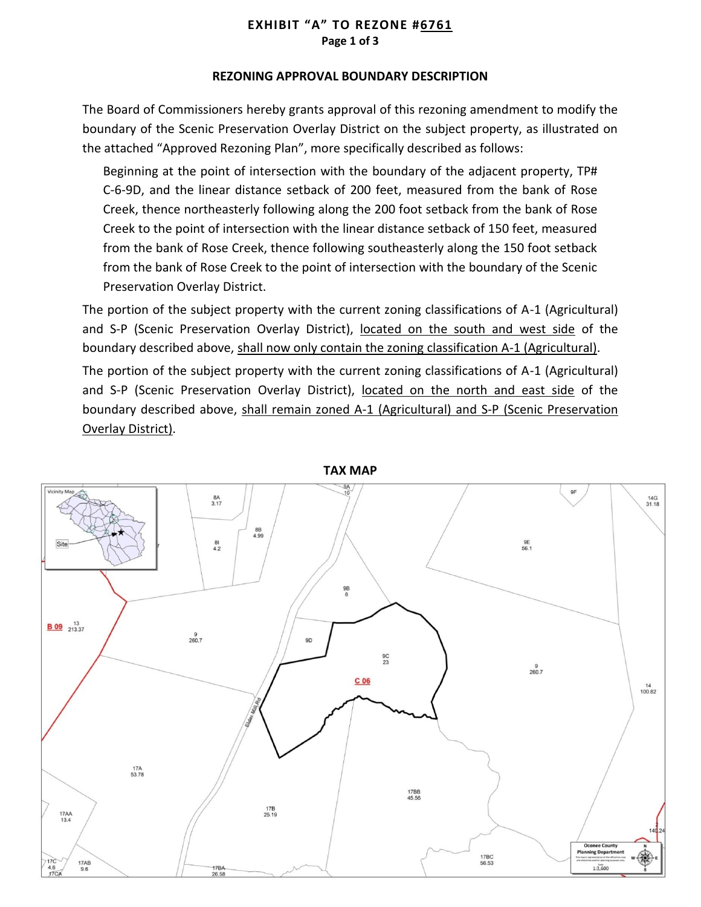**EXHIBIT "A" TO REZONE #6761**
**Page 1 of 3**

**REZONING APPROVAL BOUNDARY DESCRIPTION**

The Board of Commissioners hereby grants approval of this rezoning amendment to modify the boundary of the Scenic Preservation Overlay District on the subject property, as illustrated on the attached "Approved Rezoning Plan", more specifically described as follows:

> Beginning at the point of intersection with the boundary of the adjacent property, TP# C-6-9D, and the linear distance setback of 200 feet, measured from the bank of Rose Creek, thence northeasterly following along the 200 foot setback from the bank of Rose Creek to the point of intersection with the linear distance setback of 150 feet, measured from the bank of Rose Creek, thence following southeasterly along the 150 foot setback from the bank of Rose Creek to the point of intersection with the boundary of the Scenic Preservation Overlay District.

The portion of the subject property with the current zoning classifications of A-1 (Agricultural) and S-P (Scenic Preservation Overlay District), located on the south and west side of the boundary described above, shall now only contain the zoning classification A-1 (Agricultural).

The portion of the subject property with the current zoning classifications of A-1 (Agricultural) and S-P (Scenic Preservation Overlay District), located on the north and east side of the boundary described above, shall remain zoned A-1 (Agricultural) and S-P (Scenic Preservation Overlay District).

**TAX MAP**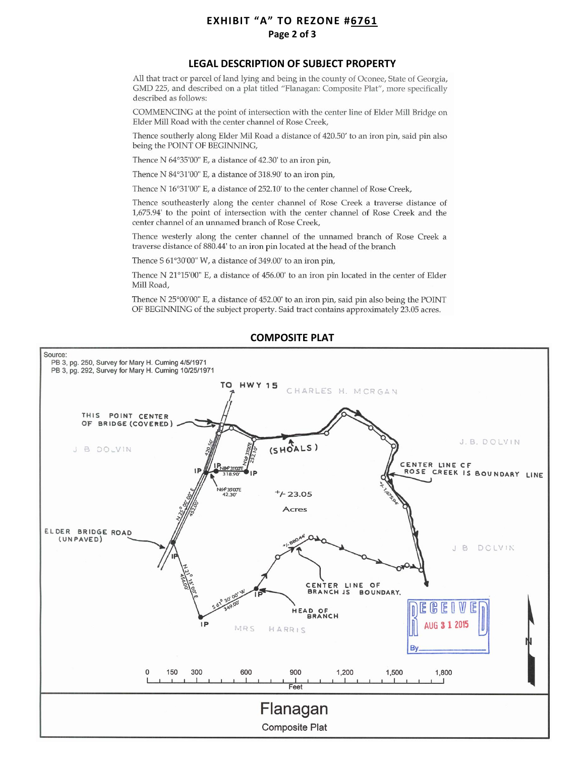# EXHIBIT "A" TO REZONE #6761

Page 2 of 3

## LEGAL DESCRIPTION OF SUBJECT PROPERTY

All that tract or parcel of land lying and being in the county of Oconee, State of Georgia, GMD 225, and described on a plat titled "Flanagan: Composite Plat", more specifically described as follows:

COMMENCING at the point of intersection with the center line of Elder Mill Bridge on Elder Mill Road with the center channel of Rose Creek,

Thence southerly along Elder Mil Road a distance of 420.50' to an iron pin, said pin also being the POINT OF BEGINNING,

Thence N 64°35'00" E, a distance of 42.30' to an iron pin,

Thence N 84°31'00" E, a distance of 318.90' to an iron pin,

Thence N 16°31'00" E, a distance of 252.10' to the center channel of Rose Creek,

Thence southeasterly along the center channel of Rose Creek a traverse distance of 1,675.94' to the point of intersection with the center channel of Rose Creek and the center channel of an unnamed branch of Rose Creek,

Thence westerly along the center channel of the unnamed branch of Rose Creek a traverse distance of 880.44' to an iron pin located at the head of the branch

Thence S 61°30'00" W, a distance of 349.00' to an iron pin,

Thence N 21°15'00" E, a distance of 456.00' to an iron pin located in the center of Elder Mill Road,

Thence N 25°00'00" E, a distance of 452.00' to an iron pin, said pin also being the POINT OF BEGINNING of the subject property. Said tract contains approximately 23.05 acres.

## COMPOSITE PLAT

Source:
PB 3, pg. 250, Survey for Mary H. Cuming 4/5/1971
PB 3, pg. 292, Survey for Mary H. Cuming 10/25/1971

TO HWY 15

CHARLES H. MORGAN

THIS POINT CENTER OF BRIDGE (COVERED)

J B DOLVIN

J. B. DOLVIN

(SHOALS)

420.50'

N16° 31'00"E 252.10'

IP N84° 31'00"E 318.90' IP

IP

N64° 35'00"E 42.30'

+/- 23.05 Acres

CENTER LINE OF ROSE CREEK IS BOUNDARY LINE

+/- 1,675.94'

N 25° 00' 00" E 452.00'

ELDER BRIDGE ROAD (UNPAVED)

IP

+/- 880.44'

J B DOLVIN

N 21° 15' 00" E 456.00'

S 61° 30' 00" W 349.00'

IP

CENTER LINE OF BRANCH IS BOUNDARY.

HEAD OF BRANCH

IP

MRS HARRIS

RECEIVED AUG 31 2015 By\_\_\_\_

N

0 150 300 600 900 1,200 1,500 1,800 Feet

Flanagan

Composite Plat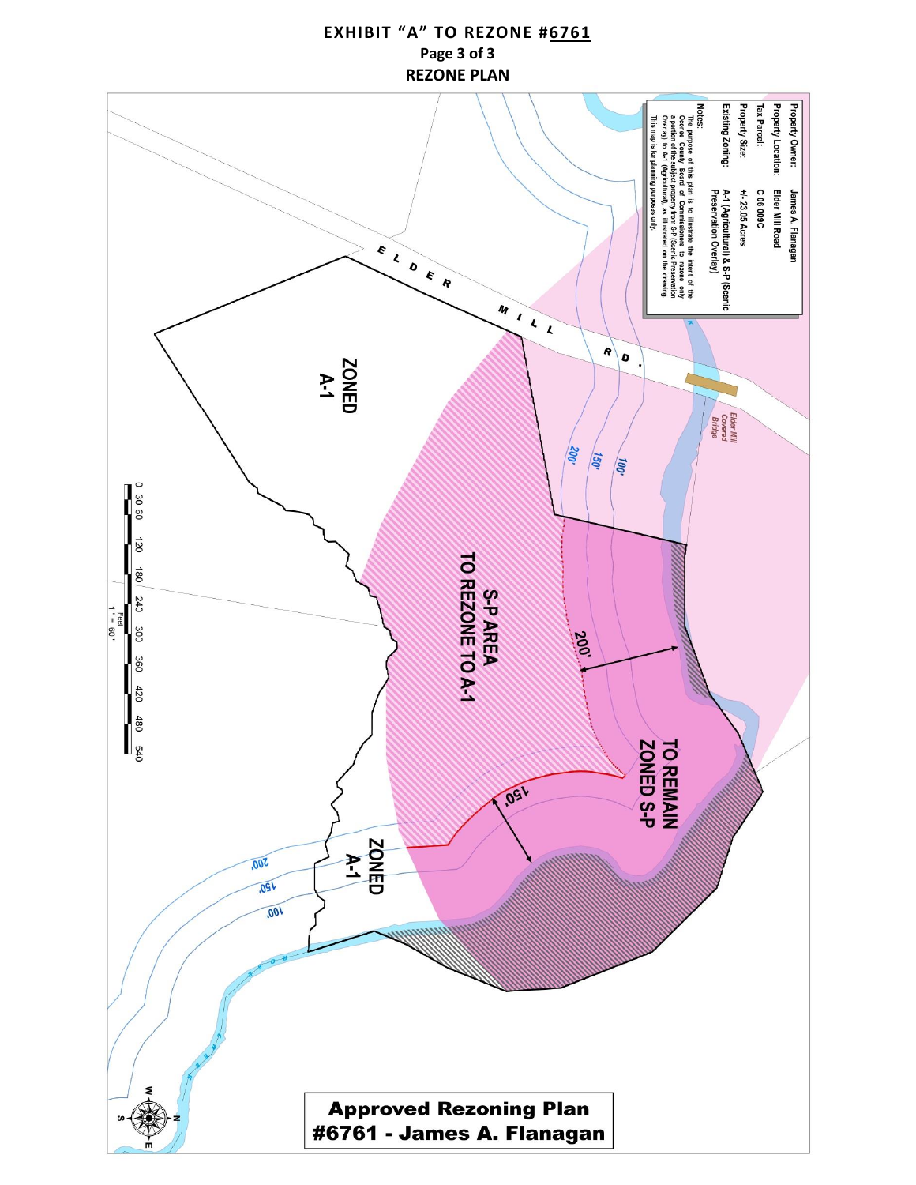# EXHIBIT "A" TO REZONE #6761

**Page 3 of 3**

**REZONE PLAN**

Property Owner: James A. Flanagan

Property Location: Elder Mill Road

Tax Parcel: C 06 009C

Property Size: +/- 23.05 Acres

Existing Zoning: A-1 (Agricultural) & S-P (Scenic Preservation Overlay)

Notes:

The purpose of this plan is to illustrate the intent of the Oconee County Board of Commissioners to rezone only a portion of the subject property from S-P (Scenic Preservation Overlay) to A-1 (Agricultural), as illustrated on the drawing.

This map is for planning purposes only.

ELDER MILL RD.

Elder Mill Covered Bridge

ZONED A-1

S-P AREA TO REZONE TO A-1

TO REMAIN ZONED S-P

ZONED A-1

200'

150'

100'

200'

150'

100'

200'

150'

0 30 60 120 180 240 300 360 420 480 540

Feet

1 " = 60 '

**Approved Rezoning Plan**

**#6761 - James A. Flanagan**